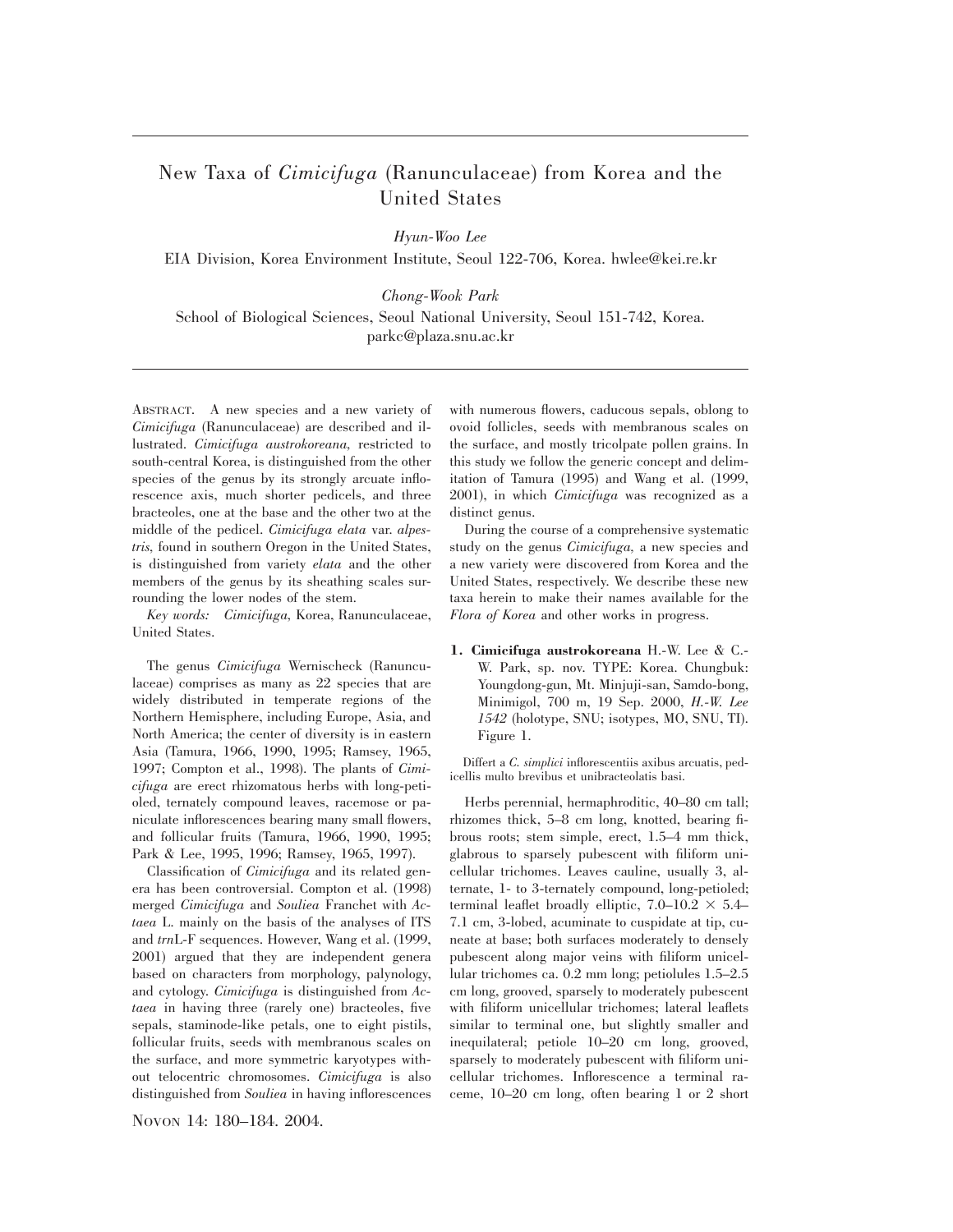# New Taxa of *Cimicifuga* (Ranunculaceae) from Korea and the United States

*Hyun-Woo Lee*

EIA Division, Korea Environment Institute, Seoul 122-706, Korea. hwlee@kei.re.kr

*Chong-Wook Park*

School of Biological Sciences, Seoul National University, Seoul 151-742, Korea. parkc@plaza.snu.ac.kr

ABSTRACT. A new species and a new variety of *Cimicifuga* (Ranunculaceae) are described and illustrated. *Cimicifuga austrokoreana*, restricted to south-central Korea, is distinguished from the other species of the genus by its strongly arcuate inflorescence axis, much shorter pedicels, and three bracteoles, one at the base and the other two at the middle of the pedicel. *Cimicifuga elata* var. *alpestris*, found in southern Oregon in the United States, is distinguished from variety *elata* and the other members of the genus by its sheathing scales surrounding the lower nodes of the stem.

*Key words:* *Cimicifuga*, Korea, Ranunculaceae, United States.

The genus *Cimicifuga* Wernischeck (Ranunculaceae) comprises as many as 22 species that are widely distributed in temperate regions of the Northern Hemisphere, including Europe, Asia, and North America; the center of diversity is in eastern Asia (Tamura, 1966, 1990, 1995; Ramsey, 1965, 1997; Compton et al., 1998). The plants of *Cimicifuga* are erect rhizomatous herbs with long-petioled, ternately compound leaves, racemose or paniculate inflorescences bearing many small flowers, and follicular fruits (Tamura, 1966, 1990, 1995; Park & Lee, 1995, 1996; Ramsey, 1965, 1997).

Classification of *Cimicifuga* and its related genera has been controversial. Compton et al. (1998) merged *Cimicifuga* and *Souliea* Franchet with *Actaea* L. mainly on the basis of the analyses of ITS and *trn*L-F sequences. However, Wang et al. (1999, 2001) argued that they are independent genera based on characters from morphology, palynology, and cytology. *Cimicifuga* is distinguished from *Actaea* in having three (rarely one) bracteoles, five sepals, staminode-like petals, one to eight pistils, follicular fruits, seeds with membranous scales on the surface, and more symmetric karyotypes without telocentric chromosomes. *Cimicifuga* is also distinguished from *Souliea* in having inflorescences with numerous flowers, caducous sepals, oblong to ovoid follicles, seeds with membranous scales on the surface, and mostly tricolpate pollen grains. In this study we follow the generic concept and delimitation of Tamura (1995) and Wang et al. (1999, 2001), in which *Cimicifuga* was recognized as a distinct genus.

During the course of a comprehensive systematic study on the genus *Cimicifuga*, a new species and a new variety were discovered from Korea and the United States, respectively. We describe these new taxa herein to make their names available for the *Flora of Korea* and other works in progress.

**1. Cimicifuga austrokoreana** H.-W. Lee & C.-W. Park, sp. nov. TYPE: Korea. Chungbuk: Youngdong-gun, Mt. Minjuji-san, Samdo-bong, Minimigol, 700 m, 19 Sep. 2000, *H.-W. Lee 1542* (holotype, SNU; isotypes, MO, SNU, TI). Figure 1.

Differt a *C. simplici* inflorescentiis axibus arcuatis, pedicellis multo brevibus et unibracteolatis basi.

Herbs perennial, hermaphroditic, 40–80 cm tall; rhizomes thick, 5–8 cm long, knotted, bearing fibrous roots; stem simple, erect, 1.5–4 mm thick, glabrous to sparsely pubescent with filiform unicellular trichomes. Leaves cauline, usually 3, alternate, 1- to 3-ternately compound, long-petioled; terminal leaflet broadly elliptic, 7.0–10.2 × 5.4–7.1 cm, 3-lobed, acuminate to cuspidate at tip, cuneate at base; both surfaces moderately to densely pubescent along major veins with filiform unicellular trichomes ca. 0.2 mm long; petiolules 1.5–2.5 cm long, grooved, sparsely to moderately pubescent with filiform unicellular trichomes; lateral leaflets similar to terminal one, but slightly smaller and inequilateral; petiole 10–20 cm long, grooved, sparsely to moderately pubescent with filiform unicellular trichomes. Inflorescence a terminal raceme, 10–20 cm long, often bearing 1 or 2 short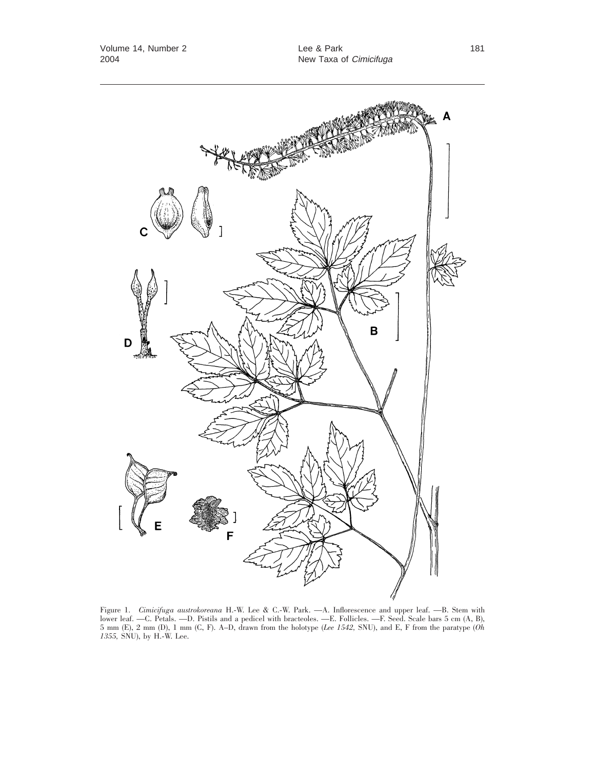Figure 1. *Cimicifuga austrokoreana* H.-W. Lee & C.-W. Park. —A. Inflorescence and upper leaf. —B. Stem with lower leaf. —C. Petals. —D. Pistils and a pedicel with bracteoles. —E. Follicles. —F. Seed. Scale bars 5 cm (A, B), 5 mm (E), 2 mm (D), 1 mm (C, F). A–D, drawn from the holotype (*Lee 1542*, SNU), and E, F from the paratype (*Oh 1355*, SNU), by H.-W. Lee.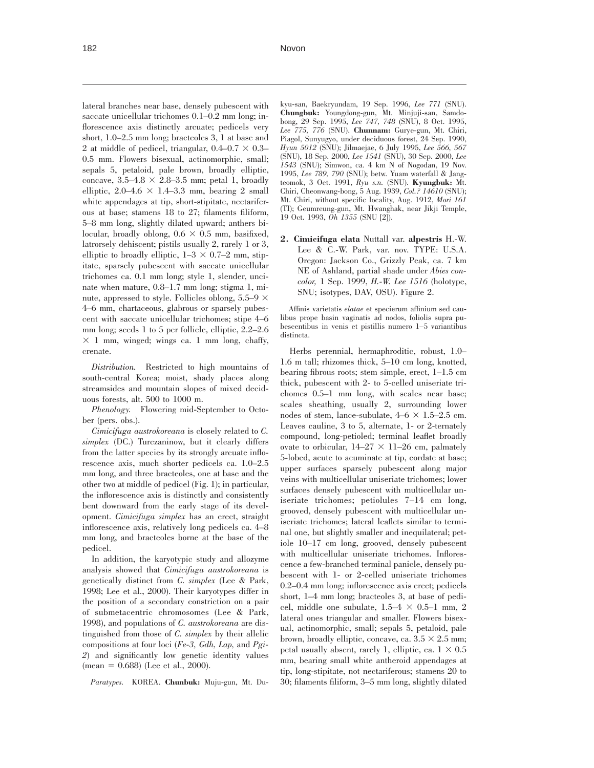lateral branches near base, densely pubescent with saccate unicellular trichomes 0.1–0.2 mm long; inflorescence axis distinctly arcuate; pedicels very short, 1.0–2.5 mm long; bracteoles 3, 1 at base and 2 at middle of pedicel, triangular, 0.4–0.7 × 0.3–0.5 mm. Flowers bisexual, actinomorphic, small; sepals 5, petaloid, pale brown, broadly elliptic, concave, 3.5–4.8 × 2.8–3.5 mm; petal 1, broadly elliptic, 2.0–4.6 × 1.4–3.3 mm, bearing 2 small white appendages at tip, short-stipitate, nectariferous at base; stamens 18 to 27; filaments filiform, 5–8 mm long, slightly dilated upward; anthers bilocular, broadly oblong, 0.6 × 0.5 mm, basifixed, latrorsely dehiscent; pistils usually 2, rarely 1 or 3, elliptic to broadly elliptic, 1–3 × 0.7–2 mm, stipitate, sparsely pubescent with saccate unicellular trichomes ca. 0.1 mm long; style 1, slender, uncinate when mature, 0.8–1.7 mm long; stigma 1, minute, appressed to style. Follicles oblong, 5.5–9 × 4–6 mm, chartaceous, glabrous or sparsely pubescent with saccate unicellular trichomes; stipe 4–6 mm long; seeds 1 to 5 per follicle, elliptic, 2.2–2.6 × 1 mm, winged; wings ca. 1 mm long, chaffy, crenate.

*Distribution.* Restricted to high mountains of south-central Korea; moist, shady places along streamsides and mountain slopes of mixed deciduous forests, alt. 500 to 1000 m.

*Phenology.* Flowering mid-September to October (pers. obs.).

*Cimicifuga austrokoreana* is closely related to *C. simplex* (DC.) Turczaninow, but it clearly differs from the latter species by its strongly arcuate inflorescence axis, much shorter pedicels ca. 1.0–2.5 mm long, and three bracteoles, one at base and the other two at middle of pedicel (Fig. 1); in particular, the inflorescence axis is distinctly and consistently bent downward from the early stage of its development. *Cimicifuga simplex* has an erect, straight inflorescence axis, relatively long pedicels ca. 4–8 mm long, and bracteoles borne at the base of the pedicel.

In addition, the karyotypic study and allozyme analysis showed that *Cimicifuga austrokoreana* is genetically distinct from *C. simplex* (Lee & Park, 1998; Lee et al., 2000). Their karyotypes differ in the position of a secondary constriction on a pair of submetacentric chromosomes (Lee & Park, 1998), and populations of *C. austrokoreana* are distinguished from those of *C. simplex* by their allelic compositions at four loci (*Fe-3, Gdh, Lap,* and *Pgi-2*) and significantly low genetic identity values (mean = 0.688) (Lee et al., 2000).

*Paratypes.* KOREA. **Chunbuk:** Muju-gun, Mt. Dukyu-san, Baekryundam, 19 Sep. 1996, *Lee 771* (SNU). **Chungbuk:** Youngdong-gun, Mt. Minjuji-san, Samdobong, 29 Sep. 1995, *Lee 747, 748* (SNU), 8 Oct. 1995, *Lee 775, 776* (SNU). **Chunnam:** Gurye-gun, Mt. Chiri, Piagol, Sunyugyo, under deciduous forest, 24 Sep. 1990, *Hyun 5012* (SNU); Jilmaejae, 6 July 1995, *Lee 566, 567* (SNU), 18 Sep. 2000, *Lee 1541* (SNU), 30 Sep. 2000, *Lee 1543* (SNU); Simwon, ca. 4 km N of Nogodan, 19 Nov. 1995, *Lee 789, 790* (SNU); betw. Yuam waterfall & Jangteomok, 3 Oct. 1991, *Ryu s.n.* (SNU). **Kyungbuk:** Mt. Chiri, Cheonwang-bong, 5 Aug. 1939, *Col.? 14610* (SNU); Mt. Chiri, without specific locality, Aug. 1912, *Mori 161* (TI); Geumreung-gun, Mt. Hwanghak, near Jikji Temple, 19 Oct. 1993, *Oh 1355* (SNU [2]).

**2. Cimicifuga elata** Nuttall var. **alpestris** H.-W. Lee & C.-W. Park, var. nov. TYPE: U.S.A. Oregon: Jackson Co., Grizzly Peak, ca. 7 km NE of Ashland, partial shade under *Abies concolor,* 1 Sep. 1999, *H.-W. Lee 1516* (holotype, SNU; isotypes, DAV, OSU). Figure 2.

Affinis varietatis *elatae* et specierum affinium sed caulibus prope basin vaginatis ad nodos, foliolis supra pubescentibus in venis et pistillis numero 1–5 variantibus distincta.

Herbs perennial, hermaphroditic, robust, 1.0–1.6 m tall; rhizomes thick, 5–10 cm long, knotted, bearing fibrous roots; stem simple, erect, 1–1.5 cm thick, pubescent with 2- to 5-celled uniseriate trichomes 0.5–1 mm long, with scales near base; scales sheathing, usually 2, surrounding lower nodes of stem, lance-subulate, 4–6 × 1.5–2.5 cm. Leaves cauline, 3 to 5, alternate, 1- or 2-ternately compound, long-petioled; terminal leaflet broadly ovate to orbicular, 14–27 × 11–26 cm, palmately 5-lobed, acute to acuminate at tip, cordate at base; upper surfaces sparsely pubescent along major veins with multicellular uniseriate trichomes; lower surfaces densely pubescent with multicellular uniseriate trichomes; petiolules 7–14 cm long, grooved, densely pubescent with multicellular uniseriate trichomes; lateral leaflets similar to terminal one, but slightly smaller and inequilateral; petiole 10–17 cm long, grooved, densely pubescent with multicellular uniseriate trichomes. Inflorescence a few-branched terminal panicle, densely pubescent with 1- or 2-celled uniseriate trichomes 0.2–0.4 mm long; inflorescence axis erect; pedicels short, 1–4 mm long; bracteoles 3, at base of pedicel, middle one subulate, 1.5–4 × 0.5–1 mm, 2 lateral ones triangular and smaller. Flowers bisexual, actinomorphic, small; sepals 5, petaloid, pale brown, broadly elliptic, concave, ca. 3.5 × 2.5 mm; petal usually absent, rarely 1, elliptic, ca. 1 × 0.5 mm, bearing small white antheroid appendages at tip, long-stipitate, not nectariferous; stamens 20 to 30; filaments filiform, 3–5 mm long, slightly dilated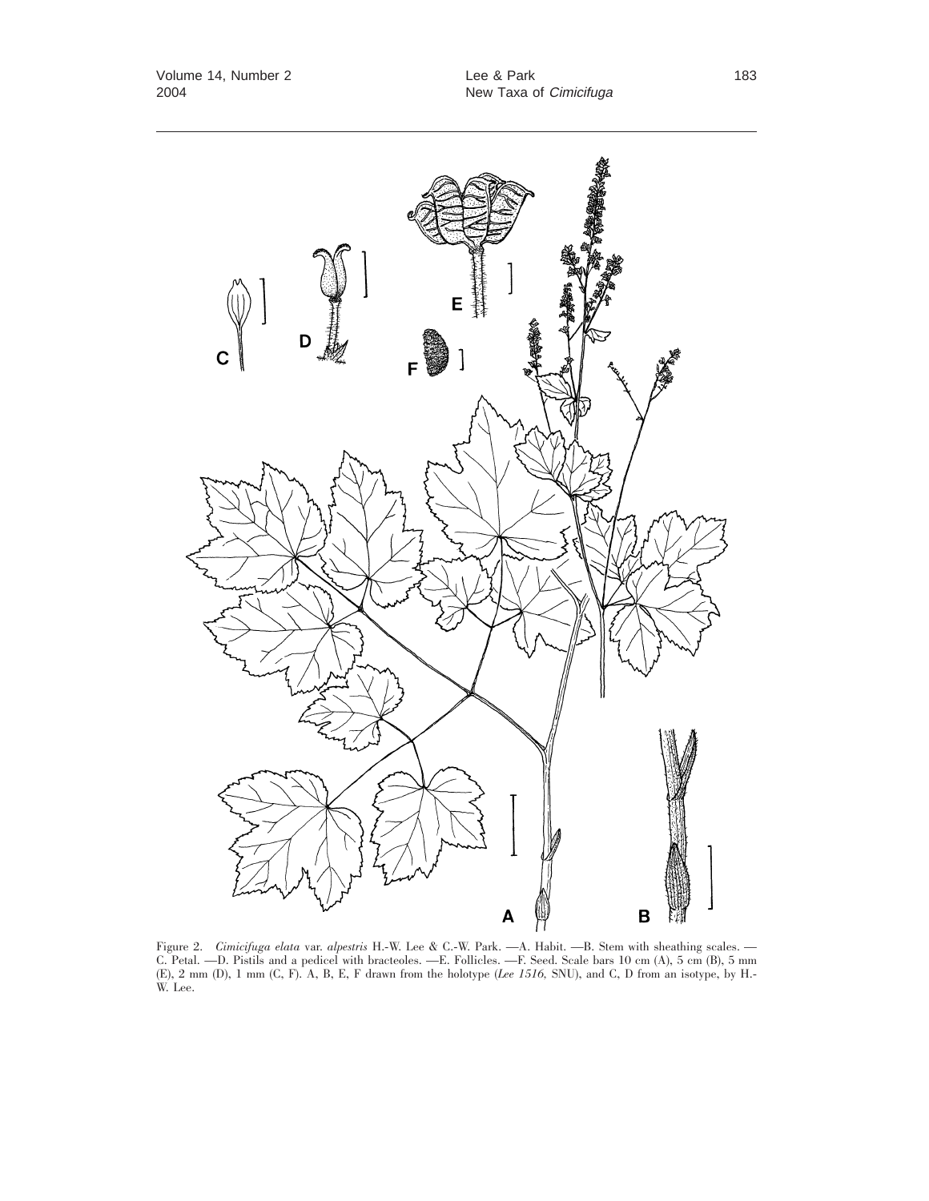Figure 2. *Cimicifuga elata* var. *alpestris* H.-W. Lee & C.-W. Park. —A. Habit. —B. Stem with sheathing scales. —C. Petal. —D. Pistils and a pedicel with bracteoles. —E. Follicles. —F. Seed. Scale bars 10 cm (A), 5 cm (B), 5 mm (E), 2 mm (D), 1 mm (C, F). A, B, E, F drawn from the holotype (*Lee 1516*, SNU), and C, D from an isotype, by H.-W. Lee.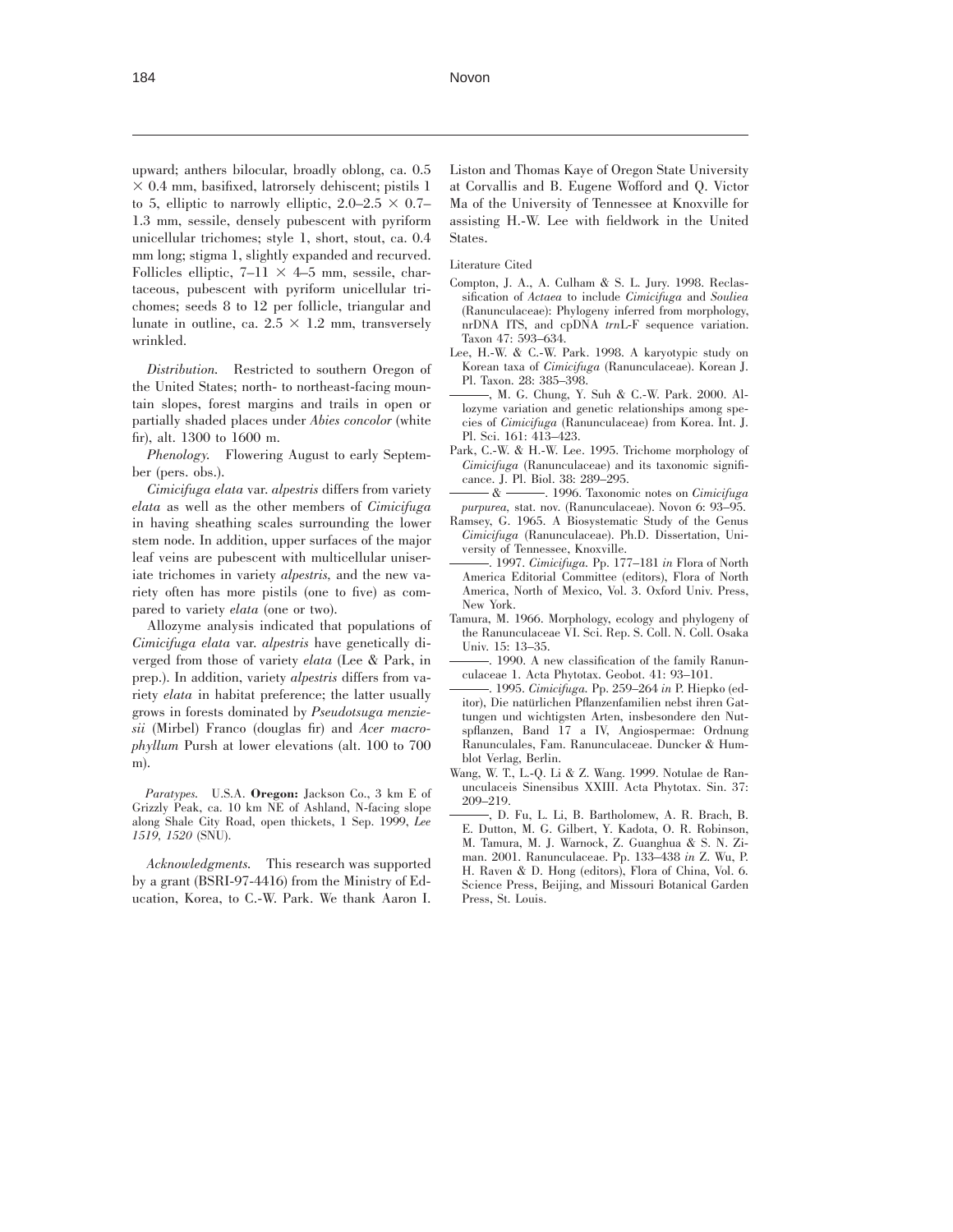upward; anthers bilocular, broadly oblong, ca. 0.5 × 0.4 mm, basifixed, latrorsely dehiscent; pistils 1 to 5, elliptic to narrowly elliptic, 2.0–2.5 × 0.7–1.3 mm, sessile, densely pubescent with pyriform unicellular trichomes; style 1, short, stout, ca. 0.4 mm long; stigma 1, slightly expanded and recurved. Follicles elliptic, 7–11 × 4–5 mm, sessile, chartaceous, pubescent with pyriform unicellular trichomes; seeds 8 to 12 per follicle, triangular and lunate in outline, ca. 2.5 × 1.2 mm, transversely wrinkled.

*Distribution.* Restricted to southern Oregon of the United States; north- to northeast-facing mountain slopes, forest margins and trails in open or partially shaded places under *Abies concolor* (white fir), alt. 1300 to 1600 m.

*Phenology.* Flowering August to early September (pers. obs.).

*Cimicifuga elata* var. *alpestris* differs from variety *elata* as well as the other members of *Cimicifuga* in having sheathing scales surrounding the lower stem node. In addition, upper surfaces of the major leaf veins are pubescent with multicellular uniseriate trichomes in variety *alpestris*, and the new variety often has more pistils (one to five) as compared to variety *elata* (one or two).

Allozyme analysis indicated that populations of *Cimicifuga elata* var. *alpestris* have genetically diverged from those of variety *elata* (Lee & Park, in prep.). In addition, variety *alpestris* differs from variety *elata* in habitat preference; the latter usually grows in forests dominated by *Pseudotsuga menziesii* (Mirbel) Franco (douglas fir) and *Acer macrophyllum* Pursh at lower elevations (alt. 100 to 700 m).

*Paratypes.* U.S.A. **Oregon:** Jackson Co., 3 km E of Grizzly Peak, ca. 10 km NE of Ashland, N-facing slope along Shale City Road, open thickets, 1 Sep. 1999, *Lee 1519*, *1520* (SNU).

*Acknowledgments.* This research was supported by a grant (BSRI-97-4416) from the Ministry of Education, Korea, to C.-W. Park. We thank Aaron I. Liston and Thomas Kaye of Oregon State University at Corvallis and B. Eugene Wofford and Q. Victor Ma of the University of Tennessee at Knoxville for assisting H.-W. Lee with fieldwork in the United States.

Literature Cited

Compton, J. A., A. Culham & S. L. Jury. 1998. Reclassification of *Actaea* to include *Cimicifuga* and *Souliea* (Ranunculaceae): Phylogeny inferred from morphology, nrDNA ITS, and cpDNA *trn*L-F sequence variation. Taxon 47: 593–634.

Lee, H.-W. & C.-W. Park. 1998. A karyotypic study on Korean taxa of *Cimicifuga* (Ranunculaceae). Korean J. Pl. Taxon. 28: 385–398.

———, M. G. Chung, Y. Suh & C.-W. Park. 2000. Allozyme variation and genetic relationships among species of *Cimicifuga* (Ranunculaceae) from Korea. Int. J. Pl. Sci. 161: 413–423.

Park, C.-W. & H.-W. Lee. 1995. Trichome morphology of *Cimicifuga* (Ranunculaceae) and its taxonomic significance. J. Pl. Biol. 38: 289–295.

——— & ———. 1996. Taxonomic notes on *Cimicifuga purpurea*, stat. nov. (Ranunculaceae). Novon 6: 93–95.

Ramsey, G. 1965. A Biosystematic Study of the Genus *Cimicifuga* (Ranunculaceae). Ph.D. Dissertation, University of Tennessee, Knoxville.

———. 1997. *Cimicifuga*. Pp. 177–181 *in* Flora of North America Editorial Committee (editors), Flora of North America, North of Mexico, Vol. 3. Oxford Univ. Press, New York.

Tamura, M. 1966. Morphology, ecology and phylogeny of the Ranunculaceae VI. Sci. Rep. S. Coll. N. Coll. Osaka Univ. 15: 13–35.

———. 1990. A new classification of the family Ranunculaceae 1. Acta Phytotax. Geobot. 41: 93–101.

———. 1995. *Cimicifuga*. Pp. 259–264 *in* P. Hiepko (editor), Die natürlichen Pflanzenfamilien nebst ihren Gattungen und wichtigsten Arten, insbesondere den Nutspflanzen, Band 17 a IV, Angiospermae: Ordnung Ranunculales, Fam. Ranunculaceae. Duncker & Humblot Verlag, Berlin.

Wang, W. T., L.-Q. Li & Z. Wang. 1999. Notulae de Ranunculaceis Sinensibus XXIII. Acta Phytotax. Sin. 37: 209–219.

———, D. Fu, L. Li, B. Bartholomew, A. R. Brach, B. E. Dutton, M. G. Gilbert, Y. Kadota, O. R. Robinson, M. Tamura, M. J. Warnock, Z. Guanghua & S. N. Ziman. 2001. Ranunculaceae. Pp. 133–438 *in* Z. Wu, P. H. Raven & D. Hong (editors), Flora of China, Vol. 6. Science Press, Beijing, and Missouri Botanical Garden Press, St. Louis.